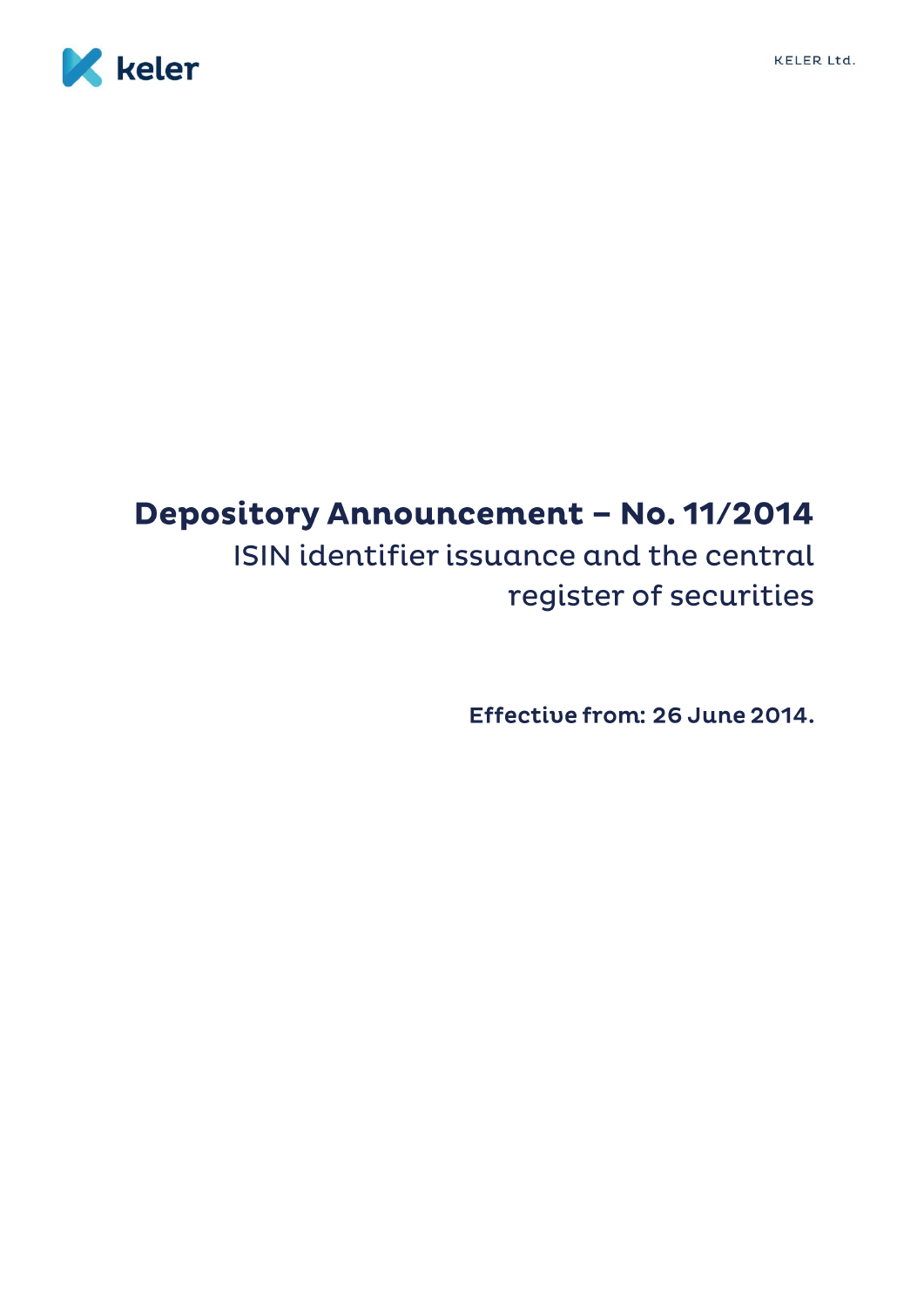# Depository Announcement – No. 11/2014

ISIN identifier issuance and the central register of securities

**Effective from: 26 June 2014.**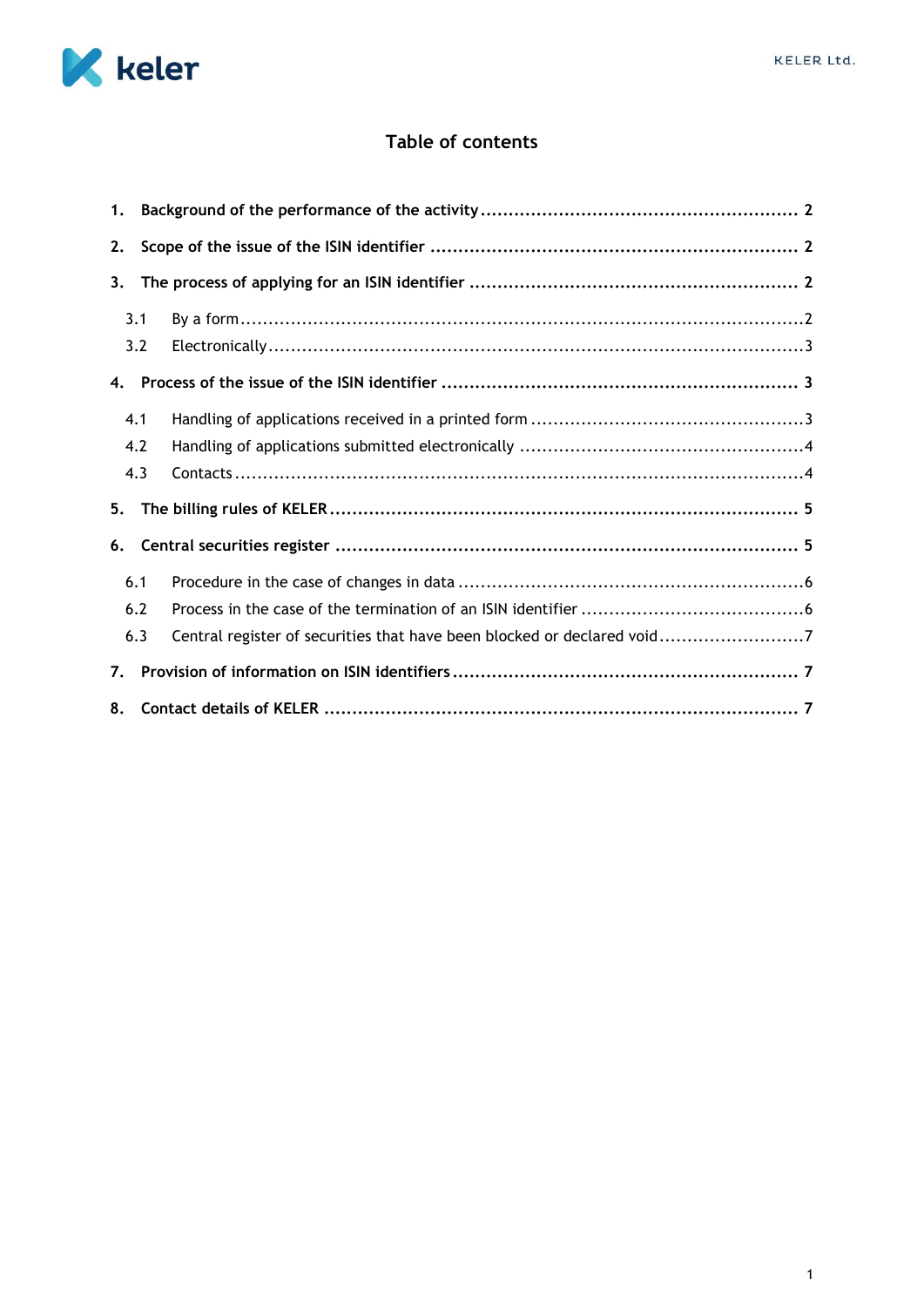# Table of contents

1. **Background of the performance of the activity** ........ 2
2. **Scope of the issue of the ISIN identifier** ........ 2
3. **The process of applying for an ISIN identifier** ........ 2
   - 3.1 By a form ........ 2
   - 3.2 Electronically ........ 3
4. **Process of the issue of the ISIN identifier** ........ 3
   - 4.1 Handling of applications received in a printed form ........ 3
   - 4.2 Handling of applications submitted electronically ........ 4
   - 4.3 Contacts ........ 4
5. **The billing rules of KELER** ........ 5
6. **Central securities register** ........ 5
   - 6.1 Procedure in the case of changes in data ........ 6
   - 6.2 Process in the case of the termination of an ISIN identifier ........ 6
   - 6.3 Central register of securities that have been blocked or declared void ........ 7
7. **Provision of information on ISIN identifiers** ........ 7
8. **Contact details of KELER** ........ 7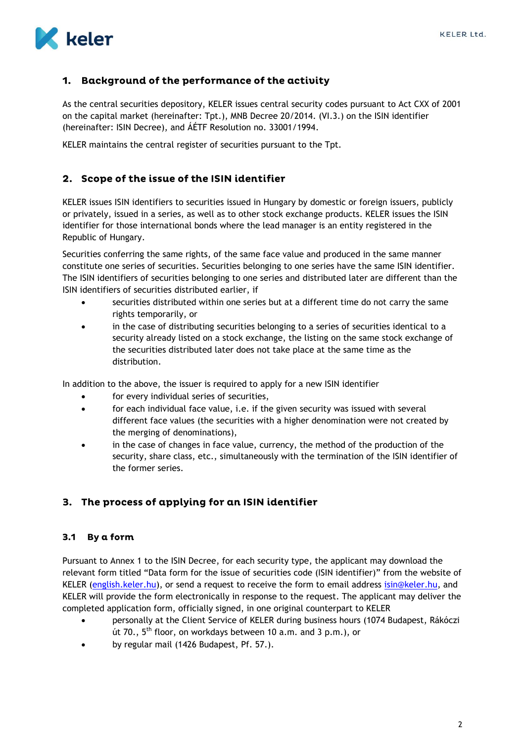## 1. Background of the performance of the activity

As the central securities depository, KELER issues central security codes pursuant to Act CXX of 2001 on the capital market (hereinafter: Tpt.), MNB Decree 20/2014. (VI.3.) on the ISIN identifier (hereinafter: ISIN Decree), and ÁÉTF Resolution no. 33001/1994.

KELER maintains the central register of securities pursuant to the Tpt.

## 2. Scope of the issue of the ISIN identifier

KELER issues ISIN identifiers to securities issued in Hungary by domestic or foreign issuers, publicly or privately, issued in a series, as well as to other stock exchange products. KELER issues the ISIN identifier for those international bonds where the lead manager is an entity registered in the Republic of Hungary.

Securities conferring the same rights, of the same face value and produced in the same manner constitute one series of securities. Securities belonging to one series have the same ISIN identifier. The ISIN identifiers of securities belonging to one series and distributed later are different than the ISIN identifiers of securities distributed earlier, if

- securities distributed within one series but at a different time do not carry the same rights temporarily, or
- in the case of distributing securities belonging to a series of securities identical to a security already listed on a stock exchange, the listing on the same stock exchange of the securities distributed later does not take place at the same time as the distribution.

In addition to the above, the issuer is required to apply for a new ISIN identifier

- for every individual series of securities,
- for each individual face value, i.e. if the given security was issued with several different face values (the securities with a higher denomination were not created by the merging of denominations),
- in the case of changes in face value, currency, the method of the production of the security, share class, etc., simultaneously with the termination of the ISIN identifier of the former series.

## 3. The process of applying for an ISIN identifier

### 3.1 By a form

Pursuant to Annex 1 to the ISIN Decree, for each security type, the applicant may download the relevant form titled "Data form for the issue of securities code (ISIN identifier)" from the website of KELER (english.keler.hu), or send a request to receive the form to email address isin@keler.hu, and KELER will provide the form electronically in response to the request. The applicant may deliver the completed application form, officially signed, in one original counterpart to KELER

- personally at the Client Service of KELER during business hours (1074 Budapest, Rákóczi út 70., 5th floor, on workdays between 10 a.m. and 3 p.m.), or
- by regular mail (1426 Budapest, Pf. 57.).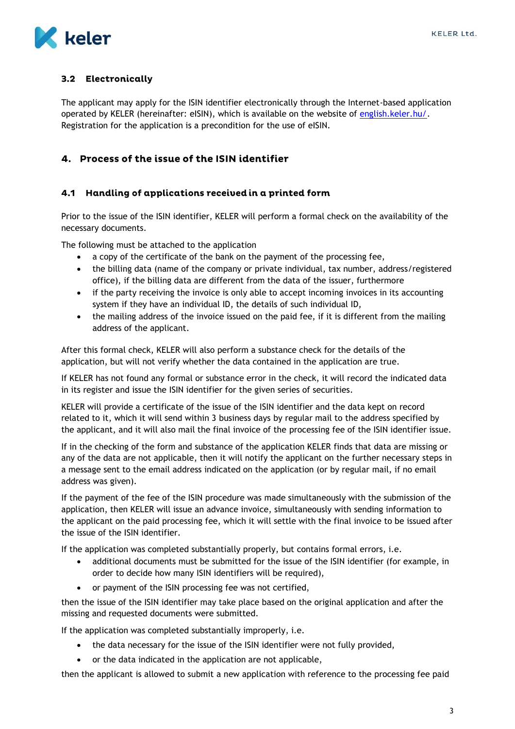### 3.2 Electronically

The applicant may apply for the ISIN identifier electronically through the Internet-based application operated by KELER (hereinafter: eISIN), which is available on the website of [english.keler.hu/](english.keler.hu/). Registration for the application is a precondition for the use of eISIN.

## 4. Process of the issue of the ISIN identifier

### 4.1 Handling of applications received in a printed form

Prior to the issue of the ISIN identifier, KELER will perform a formal check on the availability of the necessary documents.

The following must be attached to the application

- a copy of the certificate of the bank on the payment of the processing fee,
- the billing data (name of the company or private individual, tax number, address/registered office), if the billing data are different from the data of the issuer, furthermore
- if the party receiving the invoice is only able to accept incoming invoices in its accounting system if they have an individual ID, the details of such individual ID,
- the mailing address of the invoice issued on the paid fee, if it is different from the mailing address of the applicant.

After this formal check, KELER will also perform a substance check for the details of the application, but will not verify whether the data contained in the application are true.

If KELER has not found any formal or substance error in the check, it will record the indicated data in its register and issue the ISIN identifier for the given series of securities.

KELER will provide a certificate of the issue of the ISIN identifier and the data kept on record related to it, which it will send within 3 business days by regular mail to the address specified by the applicant, and it will also mail the final invoice of the processing fee of the ISIN identifier issue.

If in the checking of the form and substance of the application KELER finds that data are missing or any of the data are not applicable, then it will notify the applicant on the further necessary steps in a message sent to the email address indicated on the application (or by regular mail, if no email address was given).

If the payment of the fee of the ISIN procedure was made simultaneously with the submission of the application, then KELER will issue an advance invoice, simultaneously with sending information to the applicant on the paid processing fee, which it will settle with the final invoice to be issued after the issue of the ISIN identifier.

If the application was completed substantially properly, but contains formal errors, i.e.

- additional documents must be submitted for the issue of the ISIN identifier (for example, in order to decide how many ISIN identifiers will be required),
- or payment of the ISIN processing fee was not certified,

then the issue of the ISIN identifier may take place based on the original application and after the missing and requested documents were submitted.

If the application was completed substantially improperly, i.e.

- the data necessary for the issue of the ISIN identifier were not fully provided,
- or the data indicated in the application are not applicable,

then the applicant is allowed to submit a new application with reference to the processing fee paid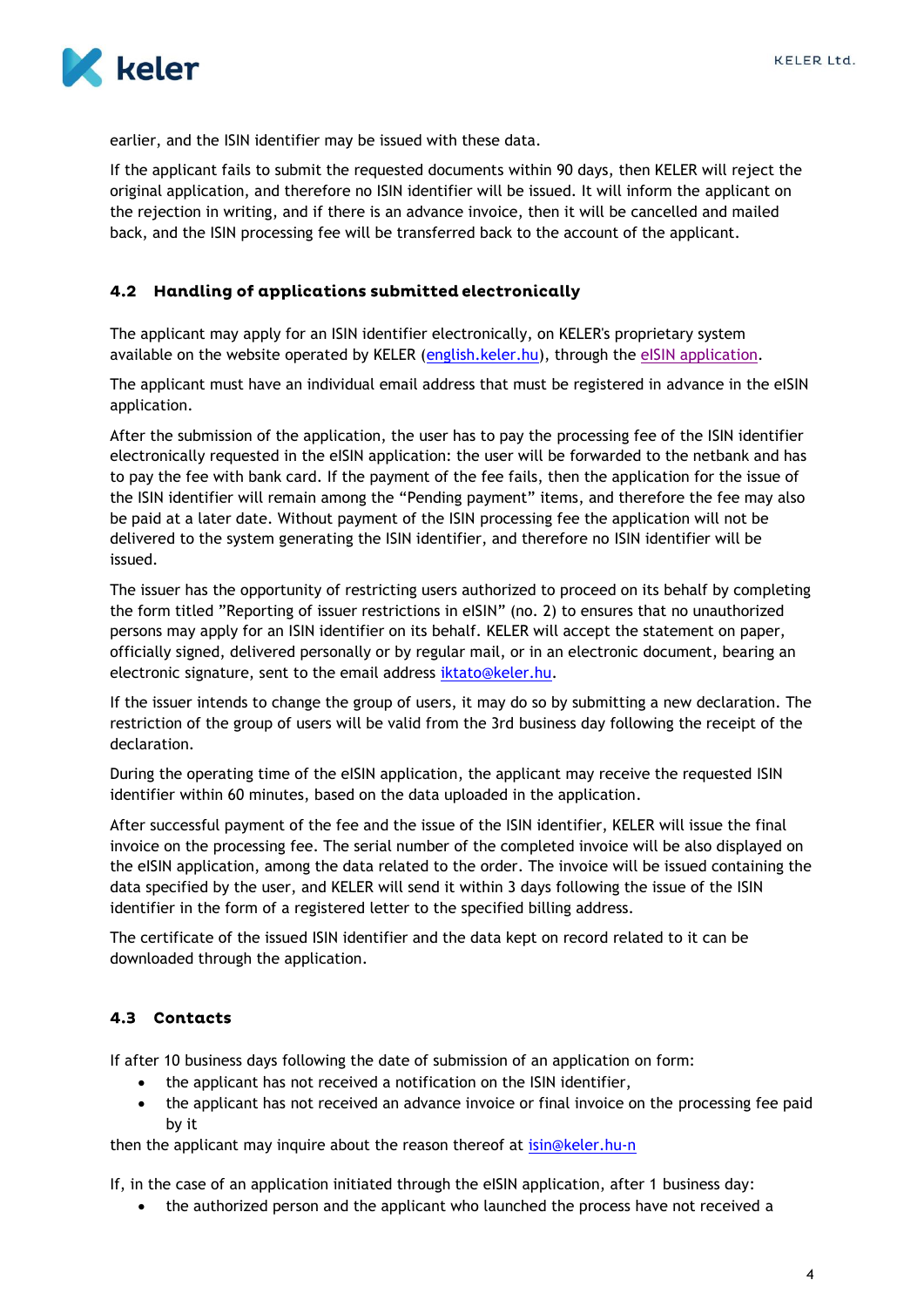earlier, and the ISIN identifier may be issued with these data.

If the applicant fails to submit the requested documents within 90 days, then KELER will reject the original application, and therefore no ISIN identifier will be issued. It will inform the applicant on the rejection in writing, and if there is an advance invoice, then it will be cancelled and mailed back, and the ISIN processing fee will be transferred back to the account of the applicant.

## 4.2 Handling of applications submitted electronically

The applicant may apply for an ISIN identifier electronically, on KELER's proprietary system available on the website operated by KELER (english.keler.hu), through the eISIN application.

The applicant must have an individual email address that must be registered in advance in the eISIN application.

After the submission of the application, the user has to pay the processing fee of the ISIN identifier electronically requested in the eISIN application: the user will be forwarded to the netbank and has to pay the fee with bank card. If the payment of the fee fails, then the application for the issue of the ISIN identifier will remain among the "Pending payment" items, and therefore the fee may also be paid at a later date. Without payment of the ISIN processing fee the application will not be delivered to the system generating the ISIN identifier, and therefore no ISIN identifier will be issued.

The issuer has the opportunity of restricting users authorized to proceed on its behalf by completing the form titled "Reporting of issuer restrictions in eISIN" (no. 2) to ensures that no unauthorized persons may apply for an ISIN identifier on its behalf. KELER will accept the statement on paper, officially signed, delivered personally or by regular mail, or in an electronic document, bearing an electronic signature, sent to the email address iktato@keler.hu.

If the issuer intends to change the group of users, it may do so by submitting a new declaration. The restriction of the group of users will be valid from the 3rd business day following the receipt of the declaration.

During the operating time of the eISIN application, the applicant may receive the requested ISIN identifier within 60 minutes, based on the data uploaded in the application.

After successful payment of the fee and the issue of the ISIN identifier, KELER will issue the final invoice on the processing fee. The serial number of the completed invoice will be also displayed on the eISIN application, among the data related to the order. The invoice will be issued containing the data specified by the user, and KELER will send it within 3 days following the issue of the ISIN identifier in the form of a registered letter to the specified billing address.

The certificate of the issued ISIN identifier and the data kept on record related to it can be downloaded through the application.

## 4.3 Contacts

If after 10 business days following the date of submission of an application on form:

- the applicant has not received a notification on the ISIN identifier,
- the applicant has not received an advance invoice or final invoice on the processing fee paid by it

then the applicant may inquire about the reason thereof at isin@keler.hu-n

If, in the case of an application initiated through the eISIN application, after 1 business day:

- the authorized person and the applicant who launched the process have not received a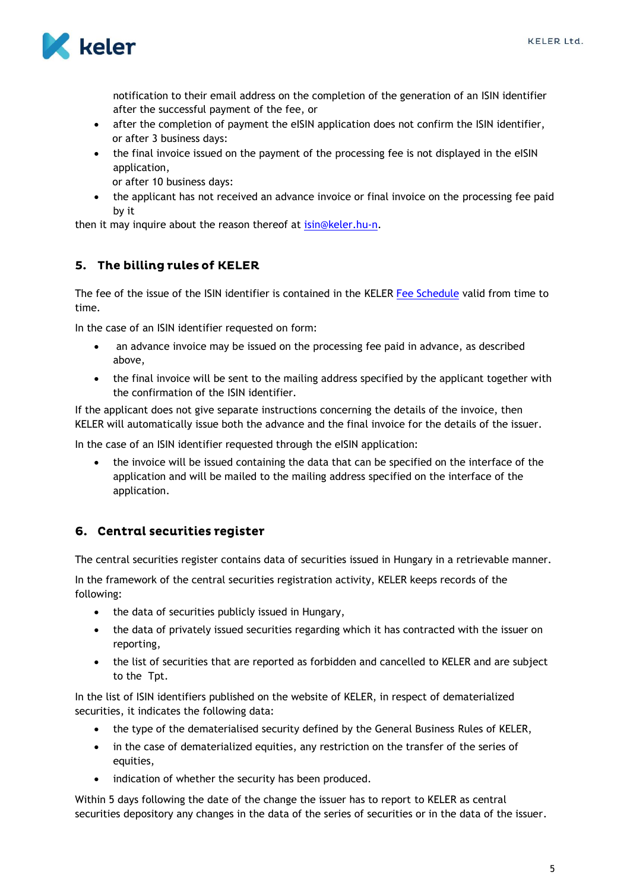notification to their email address on the completion of the generation of an ISIN identifier after the successful payment of the fee, or

- after the completion of payment the eISIN application does not confirm the ISIN identifier,

or after 3 business days:

- the final invoice issued on the payment of the processing fee is not displayed in the eISIN application,

or after 10 business days:

- the applicant has not received an advance invoice or final invoice on the processing fee paid by it

then it may inquire about the reason thereof at isin@keler.hu-n.

## 5. The billing rules of KELER

The fee of the issue of the ISIN identifier is contained in the KELER Fee Schedule valid from time to time.

In the case of an ISIN identifier requested on form:

- an advance invoice may be issued on the processing fee paid in advance, as described above,
- the final invoice will be sent to the mailing address specified by the applicant together with the confirmation of the ISIN identifier.

If the applicant does not give separate instructions concerning the details of the invoice, then KELER will automatically issue both the advance and the final invoice for the details of the issuer.

In the case of an ISIN identifier requested through the eISIN application:

- the invoice will be issued containing the data that can be specified on the interface of the application and will be mailed to the mailing address specified on the interface of the application.

## 6. Central securities register

The central securities register contains data of securities issued in Hungary in a retrievable manner.

In the framework of the central securities registration activity, KELER keeps records of the following:

- the data of securities publicly issued in Hungary,
- the data of privately issued securities regarding which it has contracted with the issuer on reporting,
- the list of securities that are reported as forbidden and cancelled to KELER and are subject to the Tpt.

In the list of ISIN identifiers published on the website of KELER, in respect of dematerialized securities, it indicates the following data:

- the type of the dematerialised security defined by the General Business Rules of KELER,
- in the case of dematerialized equities, any restriction on the transfer of the series of equities,
- indication of whether the security has been produced.

Within 5 days following the date of the change the issuer has to report to KELER as central securities depository any changes in the data of the series of securities or in the data of the issuer.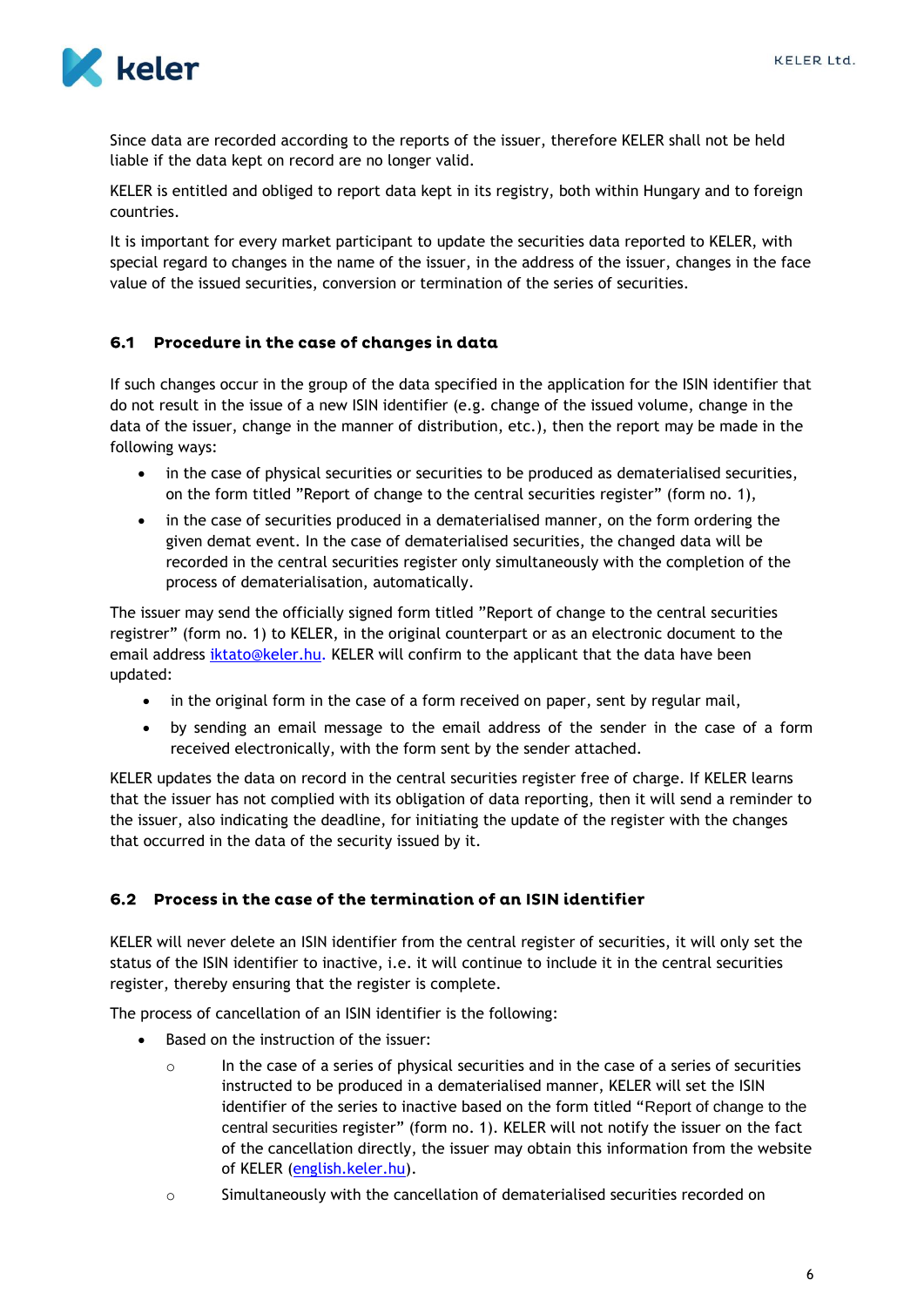Since data are recorded according to the reports of the issuer, therefore KELER shall not be held liable if the data kept on record are no longer valid.

KELER is entitled and obliged to report data kept in its registry, both within Hungary and to foreign countries.

It is important for every market participant to update the securities data reported to KELER, with special regard to changes in the name of the issuer, in the address of the issuer, changes in the face value of the issued securities, conversion or termination of the series of securities.

### 6.1 Procedure in the case of changes in data

If such changes occur in the group of the data specified in the application for the ISIN identifier that do not result in the issue of a new ISIN identifier (e.g. change of the issued volume, change in the data of the issuer, change in the manner of distribution, etc.), then the report may be made in the following ways:

- in the case of physical securities or securities to be produced as dematerialised securities, on the form titled "Report of change to the central securities register" (form no. 1),
- in the case of securities produced in a dematerialised manner, on the form ordering the given demat event. In the case of dematerialised securities, the changed data will be recorded in the central securities register only simultaneously with the completion of the process of dematerialisation, automatically.

The issuer may send the officially signed form titled "Report of change to the central securities registrer" (form no. 1) to KELER, in the original counterpart or as an electronic document to the email address iktato@keler.hu. KELER will confirm to the applicant that the data have been updated:

- in the original form in the case of a form received on paper, sent by regular mail,
- by sending an email message to the email address of the sender in the case of a form received electronically, with the form sent by the sender attached.

KELER updates the data on record in the central securities register free of charge. If KELER learns that the issuer has not complied with its obligation of data reporting, then it will send a reminder to the issuer, also indicating the deadline, for initiating the update of the register with the changes that occurred in the data of the security issued by it.

### 6.2 Process in the case of the termination of an ISIN identifier

KELER will never delete an ISIN identifier from the central register of securities, it will only set the status of the ISIN identifier to inactive, i.e. it will continue to include it in the central securities register, thereby ensuring that the register is complete.

The process of cancellation of an ISIN identifier is the following:

- Based on the instruction of the issuer:
  - In the case of a series of physical securities and in the case of a series of securities instructed to be produced in a dematerialised manner, KELER will set the ISIN identifier of the series to inactive based on the form titled "Report of change to the central securities register" (form no. 1). KELER will not notify the issuer on the fact of the cancellation directly, the issuer may obtain this information from the website of KELER (english.keler.hu).
  - Simultaneously with the cancellation of dematerialised securities recorded on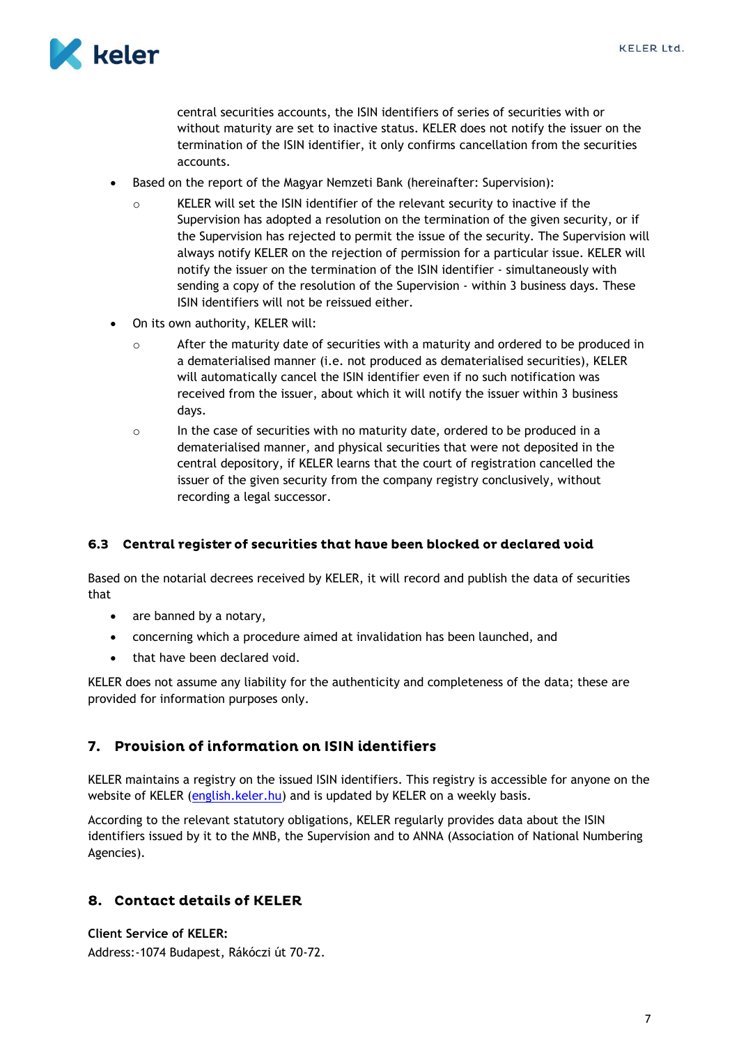central securities accounts, the ISIN identifiers of series of securities with or without maturity are set to inactive status. KELER does not notify the issuer on the termination of the ISIN identifier, it only confirms cancellation from the securities accounts.

- Based on the report of the Magyar Nemzeti Bank (hereinafter: Supervision):
    - KELER will set the ISIN identifier of the relevant security to inactive if the Supervision has adopted a resolution on the termination of the given security, or if the Supervision has rejected to permit the issue of the security. The Supervision will always notify KELER on the rejection of permission for a particular issue. KELER will notify the issuer on the termination of the ISIN identifier - simultaneously with sending a copy of the resolution of the Supervision - within 3 business days. These ISIN identifiers will not be reissued either.
- On its own authority, KELER will:
    - After the maturity date of securities with a maturity and ordered to be produced in a dematerialised manner (i.e. not produced as dematerialised securities), KELER will automatically cancel the ISIN identifier even if no such notification was received from the issuer, about which it will notify the issuer within 3 business days.
    - In the case of securities with no maturity date, ordered to be produced in a dematerialised manner, and physical securities that were not deposited in the central depository, if KELER learns that the court of registration cancelled the issuer of the given security from the company registry conclusively, without recording a legal successor.

### 6.3 Central register of securities that have been blocked or declared void

Based on the notarial decrees received by KELER, it will record and publish the data of securities that

- are banned by a notary,
- concerning which a procedure aimed at invalidation has been launched, and
- that have been declared void.

KELER does not assume any liability for the authenticity and completeness of the data; these are provided for information purposes only.

## 7. Provision of information on ISIN identifiers

KELER maintains a registry on the issued ISIN identifiers. This registry is accessible for anyone on the website of KELER (english.keler.hu) and is updated by KELER on a weekly basis.

According to the relevant statutory obligations, KELER regularly provides data about the ISIN identifiers issued by it to the MNB, the Supervision and to ANNA (Association of National Numbering Agencies).

## 8. Contact details of KELER

**Client Service of KELER:**
Address:-1074 Budapest, Rákóczi út 70-72.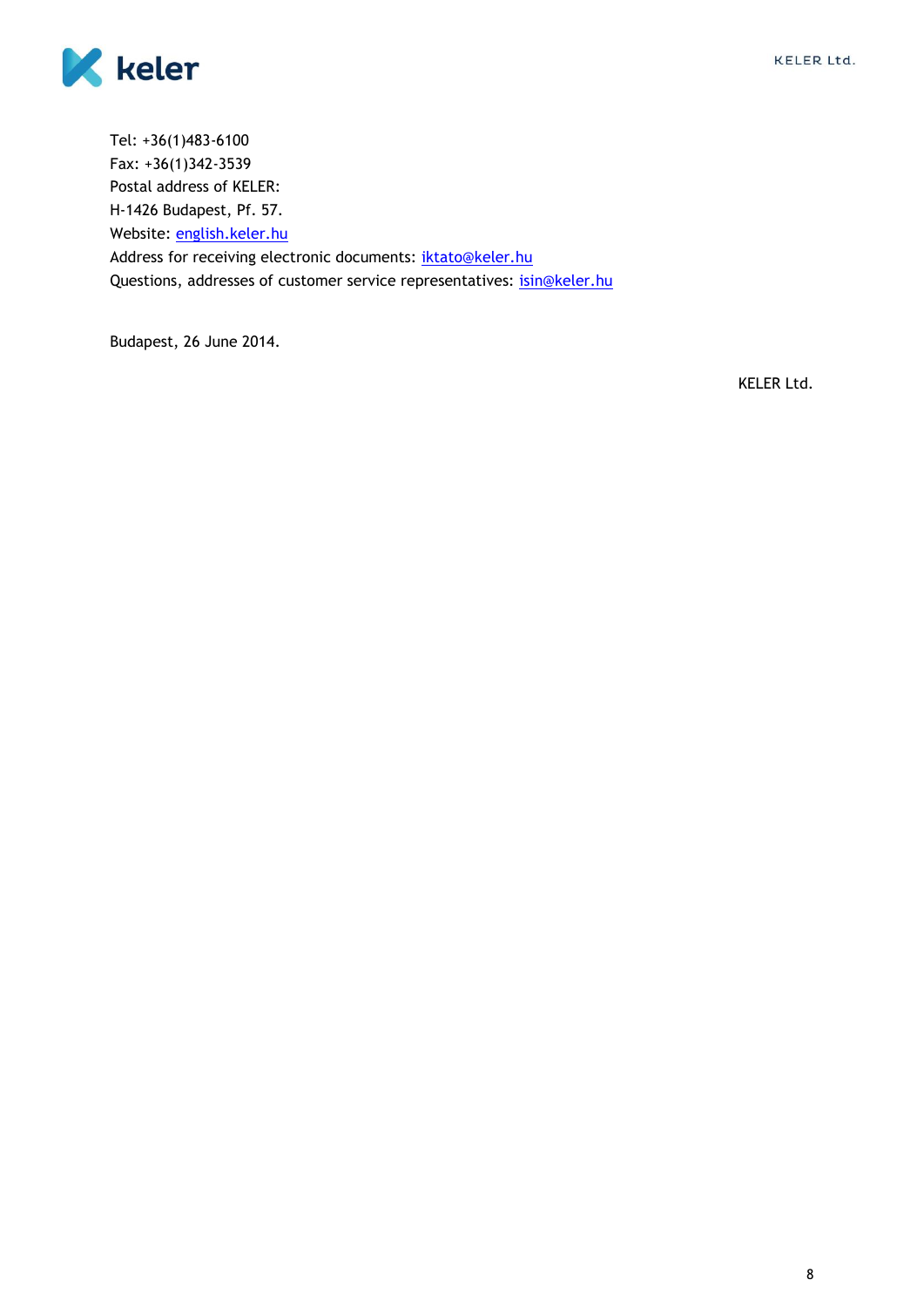Tel: +36(1)483-6100
Fax: +36(1)342-3539
Postal address of KELER:
H-1426 Budapest, Pf. 57.
Website: english.keler.hu
Address for receiving electronic documents: iktato@keler.hu
Questions, addresses of customer service representatives: isin@keler.hu

Budapest, 26 June 2014.

KELER Ltd.